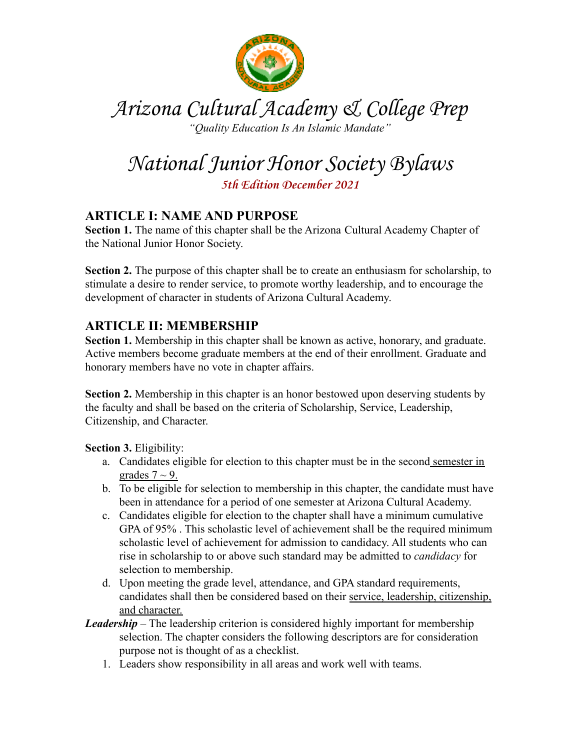# Arizona Cultural Academy & College Prep

*"Quality Education Is An Islamic Mandate"*

# National Junior Honor Society Bylaws

*5th Edition December 2021*

## ARTICLE I: NAME AND PURPOSE

**Section 1.** The name of this chapter shall be the Arizona Cultural Academy Chapter of the National Junior Honor Society.

**Section 2.** The purpose of this chapter shall be to create an enthusiasm for scholarship, to stimulate a desire to render service, to promote worthy leadership, and to encourage the development of character in students of Arizona Cultural Academy.

## ARTICLE II: MEMBERSHIP

**Section 1.** Membership in this chapter shall be known as active, honorary, and graduate. Active members become graduate members at the end of their enrollment. Graduate and honorary members have no vote in chapter affairs.

**Section 2.** Membership in this chapter is an honor bestowed upon deserving students by the faculty and shall be based on the criteria of Scholarship, Service, Leadership, Citizenship, and Character.

**Section 3.** Eligibility:

a. Candidates eligible for election to this chapter must be in the second semester in grades 7 ~ 9.
b. To be eligible for selection to membership in this chapter, the candidate must have been in attendance for a period of one semester at Arizona Cultural Academy.
c. Candidates eligible for election to the chapter shall have a minimum cumulative GPA of 95% . This scholastic level of achievement shall be the required minimum scholastic level of achievement for admission to candidacy. All students who can rise in scholarship to or above such standard may be admitted to *candidacy* for selection to membership.
d. Upon meeting the grade level, attendance, and GPA standard requirements, candidates shall then be considered based on their service, leadership, citizenship, and character.

***Leadership*** – The leadership criterion is considered highly important for membership selection. The chapter considers the following descriptors are for consideration purpose not is thought of as a checklist.

1. Leaders show responsibility in all areas and work well with teams.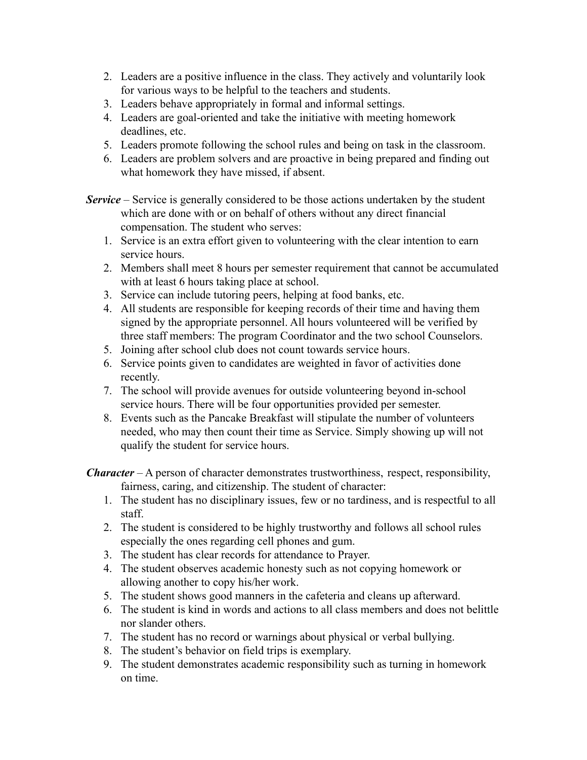2. Leaders are a positive influence in the class. They actively and voluntarily look for various ways to be helpful to the teachers and students.
3. Leaders behave appropriately in formal and informal settings.
4. Leaders are goal-oriented and take the initiative with meeting homework deadlines, etc.
5. Leaders promote following the school rules and being on task in the classroom.
6. Leaders are problem solvers and are proactive in being prepared and finding out what homework they have missed, if absent.

***Service*** – Service is generally considered to be those actions undertaken by the student which are done with or on behalf of others without any direct financial compensation. The student who serves:

1. Service is an extra effort given to volunteering with the clear intention to earn service hours.
2. Members shall meet 8 hours per semester requirement that cannot be accumulated with at least 6 hours taking place at school.
3. Service can include tutoring peers, helping at food banks, etc.
4. All students are responsible for keeping records of their time and having them signed by the appropriate personnel. All hours volunteered will be verified by three staff members: The program Coordinator and the two school Counselors.
5. Joining after school club does not count towards service hours.
6. Service points given to candidates are weighted in favor of activities done recently.
7. The school will provide avenues for outside volunteering beyond in-school service hours. There will be four opportunities provided per semester.
8. Events such as the Pancake Breakfast will stipulate the number of volunteers needed, who may then count their time as Service. Simply showing up will not qualify the student for service hours.

***Character*** – A person of character demonstrates trustworthiness, respect, responsibility, fairness, caring, and citizenship. The student of character:

1. The student has no disciplinary issues, few or no tardiness, and is respectful to all staff.
2. The student is considered to be highly trustworthy and follows all school rules especially the ones regarding cell phones and gum.
3. The student has clear records for attendance to Prayer.
4. The student observes academic honesty such as not copying homework or allowing another to copy his/her work.
5. The student shows good manners in the cafeteria and cleans up afterward.
6. The student is kind in words and actions to all class members and does not belittle nor slander others.
7. The student has no record or warnings about physical or verbal bullying.
8. The student's behavior on field trips is exemplary.
9. The student demonstrates academic responsibility such as turning in homework on time.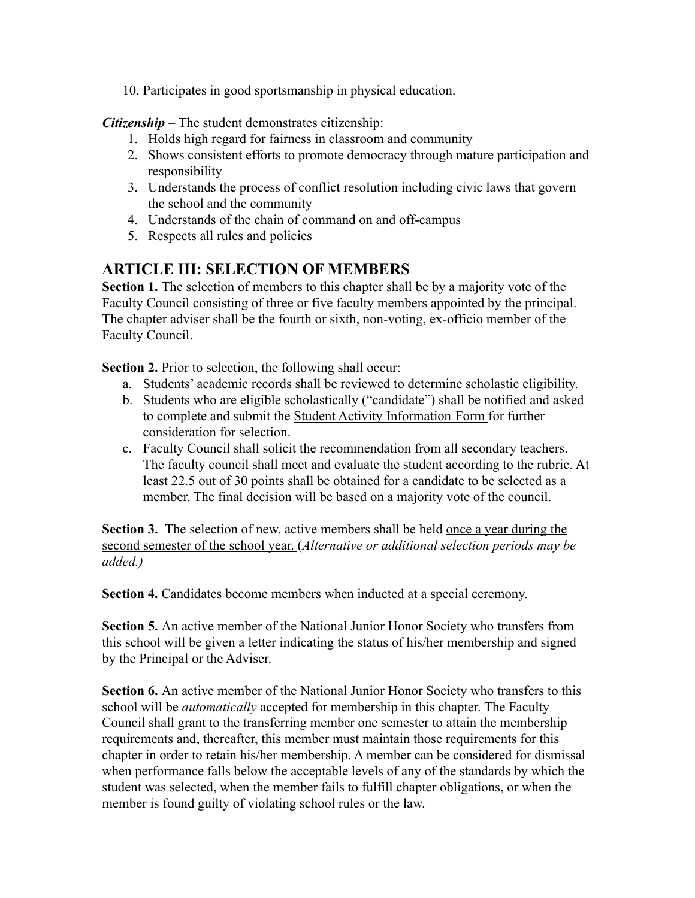10. Participates in good sportsmanship in physical education.

***Citizenship*** – The student demonstrates citizenship:

1. Holds high regard for fairness in classroom and community
2. Shows consistent efforts to promote democracy through mature participation and responsibility
3. Understands the process of conflict resolution including civic laws that govern the school and the community
4. Understands of the chain of command on and off-campus
5. Respects all rules and policies

## ARTICLE III: SELECTION OF MEMBERS

**Section 1.** The selection of members to this chapter shall be by a majority vote of the Faculty Council consisting of three or five faculty members appointed by the principal. The chapter adviser shall be the fourth or sixth, non-voting, ex-officio member of the Faculty Council.

**Section 2.** Prior to selection, the following shall occur:

a. Students' academic records shall be reviewed to determine scholastic eligibility.
b. Students who are eligible scholastically ("candidate") shall be notified and asked to complete and submit the Student Activity Information Form for further consideration for selection.
c. Faculty Council shall solicit the recommendation from all secondary teachers. The faculty council shall meet and evaluate the student according to the rubric. At least 22.5 out of 30 points shall be obtained for a candidate to be selected as a member. The final decision will be based on a majority vote of the council.

**Section 3.** The selection of new, active members shall be held once a year during the second semester of the school year. (*Alternative or additional selection periods may be added.)*

**Section 4.** Candidates become members when inducted at a special ceremony.

**Section 5.** An active member of the National Junior Honor Society who transfers from this school will be given a letter indicating the status of his/her membership and signed by the Principal or the Adviser.

**Section 6.** An active member of the National Junior Honor Society who transfers to this school will be *automatically* accepted for membership in this chapter. The Faculty Council shall grant to the transferring member one semester to attain the membership requirements and, thereafter, this member must maintain those requirements for this chapter in order to retain his/her membership. A member can be considered for dismissal when performance falls below the acceptable levels of any of the standards by which the student was selected, when the member fails to fulfill chapter obligations, or when the member is found guilty of violating school rules or the law.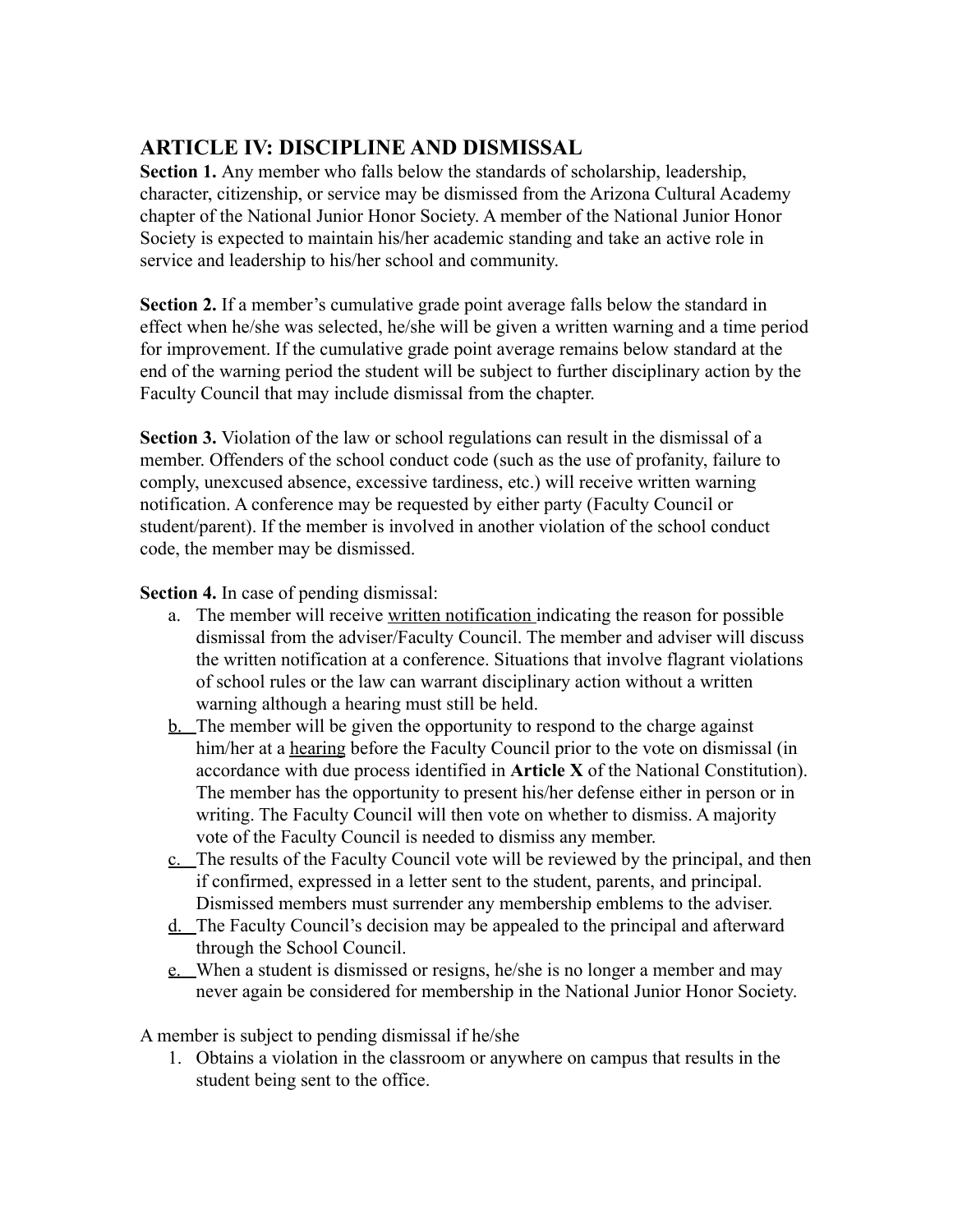## ARTICLE IV: DISCIPLINE AND DISMISSAL

**Section 1.** Any member who falls below the standards of scholarship, leadership, character, citizenship, or service may be dismissed from the Arizona Cultural Academy chapter of the National Junior Honor Society. A member of the National Junior Honor Society is expected to maintain his/her academic standing and take an active role in service and leadership to his/her school and community.

**Section 2.** If a member's cumulative grade point average falls below the standard in effect when he/she was selected, he/she will be given a written warning and a time period for improvement. If the cumulative grade point average remains below standard at the end of the warning period the student will be subject to further disciplinary action by the Faculty Council that may include dismissal from the chapter.

**Section 3.** Violation of the law or school regulations can result in the dismissal of a member. Offenders of the school conduct code (such as the use of profanity, failure to comply, unexcused absence, excessive tardiness, etc.) will receive written warning notification. A conference may be requested by either party (Faculty Council or student/parent). If the member is involved in another violation of the school conduct code, the member may be dismissed.

**Section 4.** In case of pending dismissal:

a. The member will receive written notification indicating the reason for possible dismissal from the adviser/Faculty Council. The member and adviser will discuss the written notification at a conference. Situations that involve flagrant violations of school rules or the law can warrant disciplinary action without a written warning although a hearing must still be held.

b. The member will be given the opportunity to respond to the charge against him/her at a hearing before the Faculty Council prior to the vote on dismissal (in accordance with due process identified in **Article X** of the National Constitution). The member has the opportunity to present his/her defense either in person or in writing. The Faculty Council will then vote on whether to dismiss. A majority vote of the Faculty Council is needed to dismiss any member.

c. The results of the Faculty Council vote will be reviewed by the principal, and then if confirmed, expressed in a letter sent to the student, parents, and principal. Dismissed members must surrender any membership emblems to the adviser.

d. The Faculty Council's decision may be appealed to the principal and afterward through the School Council.

e. When a student is dismissed or resigns, he/she is no longer a member and may never again be considered for membership in the National Junior Honor Society.

A member is subject to pending dismissal if he/she

1. Obtains a violation in the classroom or anywhere on campus that results in the student being sent to the office.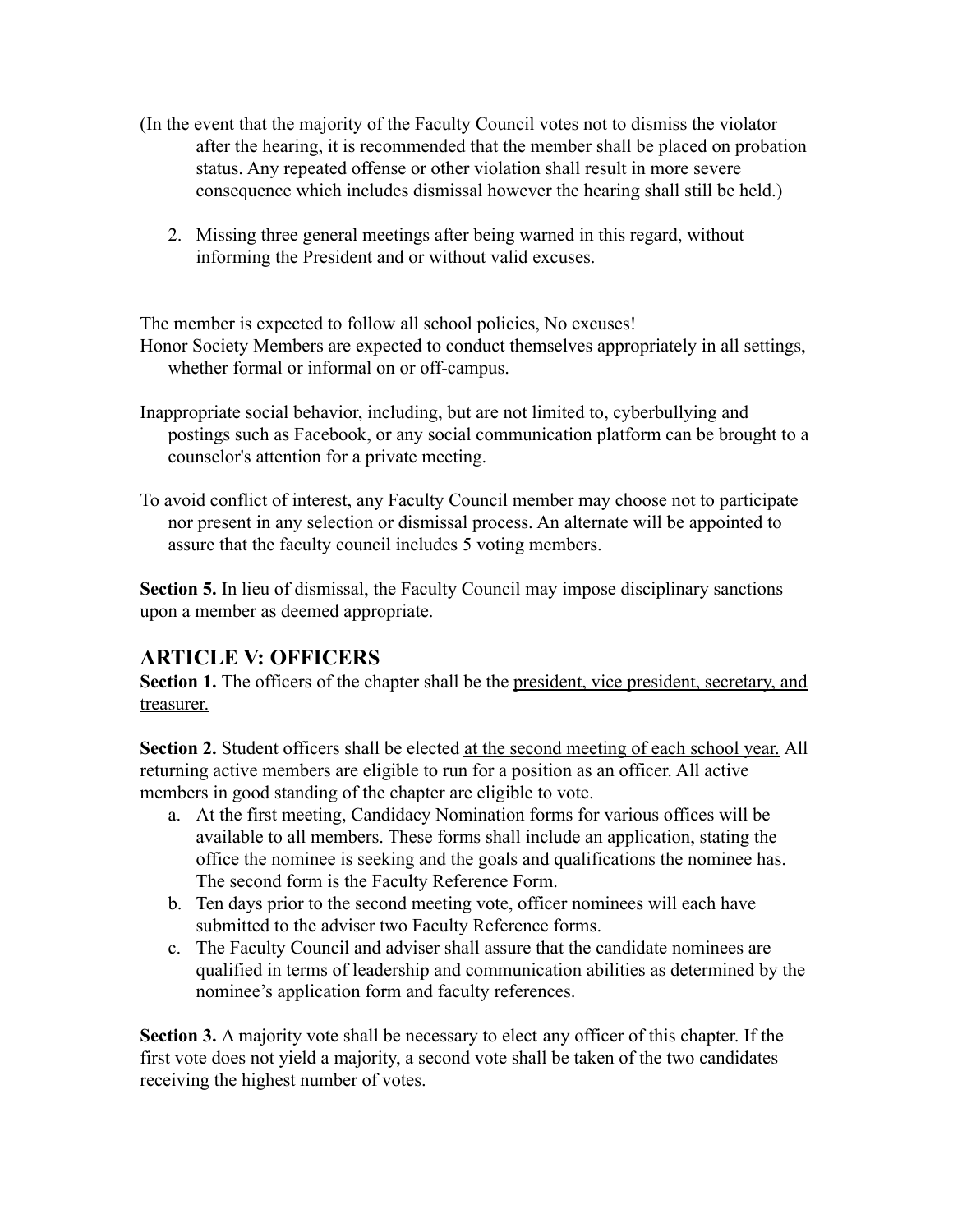(In the event that the majority of the Faculty Council votes not to dismiss the violator after the hearing, it is recommended that the member shall be placed on probation status. Any repeated offense or other violation shall result in more severe consequence which includes dismissal however the hearing shall still be held.)

2. Missing three general meetings after being warned in this regard, without informing the President and or without valid excuses.

The member is expected to follow all school policies, No excuses!
Honor Society Members are expected to conduct themselves appropriately in all settings, whether formal or informal on or off-campus.

Inappropriate social behavior, including, but are not limited to, cyberbullying and postings such as Facebook, or any social communication platform can be brought to a counselor's attention for a private meeting.

To avoid conflict of interest, any Faculty Council member may choose not to participate nor present in any selection or dismissal process. An alternate will be appointed to assure that the faculty council includes 5 voting members.

**Section 5.** In lieu of dismissal, the Faculty Council may impose disciplinary sanctions upon a member as deemed appropriate.

## ARTICLE V: OFFICERS

**Section 1.** The officers of the chapter shall be the president, vice president, secretary, and treasurer.

**Section 2.** Student officers shall be elected at the second meeting of each school year. All returning active members are eligible to run for a position as an officer. All active members in good standing of the chapter are eligible to vote.

a. At the first meeting, Candidacy Nomination forms for various offices will be available to all members. These forms shall include an application, stating the office the nominee is seeking and the goals and qualifications the nominee has. The second form is the Faculty Reference Form.
b. Ten days prior to the second meeting vote, officer nominees will each have submitted to the adviser two Faculty Reference forms.
c. The Faculty Council and adviser shall assure that the candidate nominees are qualified in terms of leadership and communication abilities as determined by the nominee's application form and faculty references.

**Section 3.** A majority vote shall be necessary to elect any officer of this chapter. If the first vote does not yield a majority, a second vote shall be taken of the two candidates receiving the highest number of votes.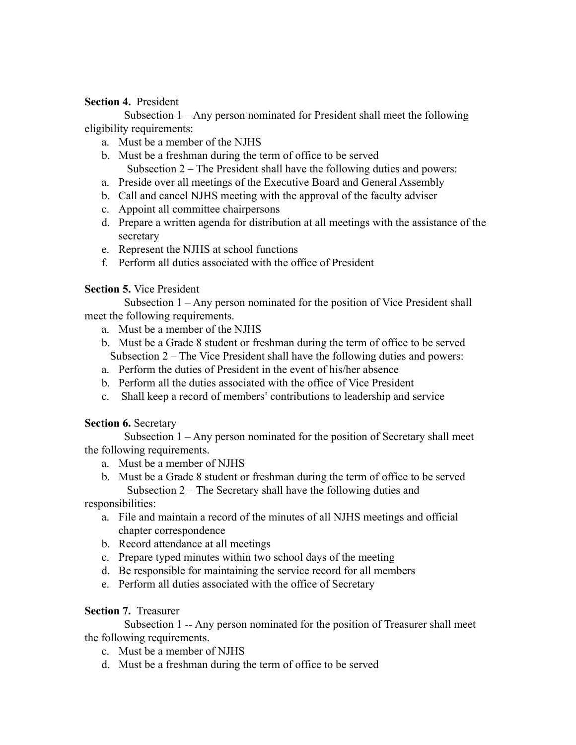**Section 4.** President

Subsection 1 – Any person nominated for President shall meet the following eligibility requirements:

a. Must be a member of the NJHS
b. Must be a freshman during the term of office to be served

Subsection 2 – The President shall have the following duties and powers:

a. Preside over all meetings of the Executive Board and General Assembly
b. Call and cancel NJHS meeting with the approval of the faculty adviser
c. Appoint all committee chairpersons
d. Prepare a written agenda for distribution at all meetings with the assistance of the secretary
e. Represent the NJHS at school functions
f. Perform all duties associated with the office of President

**Section 5.** Vice President

Subsection 1 – Any person nominated for the position of Vice President shall meet the following requirements.

a. Must be a member of the NJHS
b. Must be a Grade 8 student or freshman during the term of office to be served

Subsection 2 – The Vice President shall have the following duties and powers:

a. Perform the duties of President in the event of his/her absence
b. Perform all the duties associated with the office of Vice President
c. Shall keep a record of members' contributions to leadership and service

**Section 6.** Secretary

Subsection 1 – Any person nominated for the position of Secretary shall meet the following requirements.

a. Must be a member of NJHS
b. Must be a Grade 8 student or freshman during the term of office to be served

Subsection 2 – The Secretary shall have the following duties and responsibilities:

a. File and maintain a record of the minutes of all NJHS meetings and official chapter correspondence
b. Record attendance at all meetings
c. Prepare typed minutes within two school days of the meeting
d. Be responsible for maintaining the service record for all members
e. Perform all duties associated with the office of Secretary

**Section 7.** Treasurer

Subsection 1 -- Any person nominated for the position of Treasurer shall meet the following requirements.

c. Must be a member of NJHS
d. Must be a freshman during the term of office to be served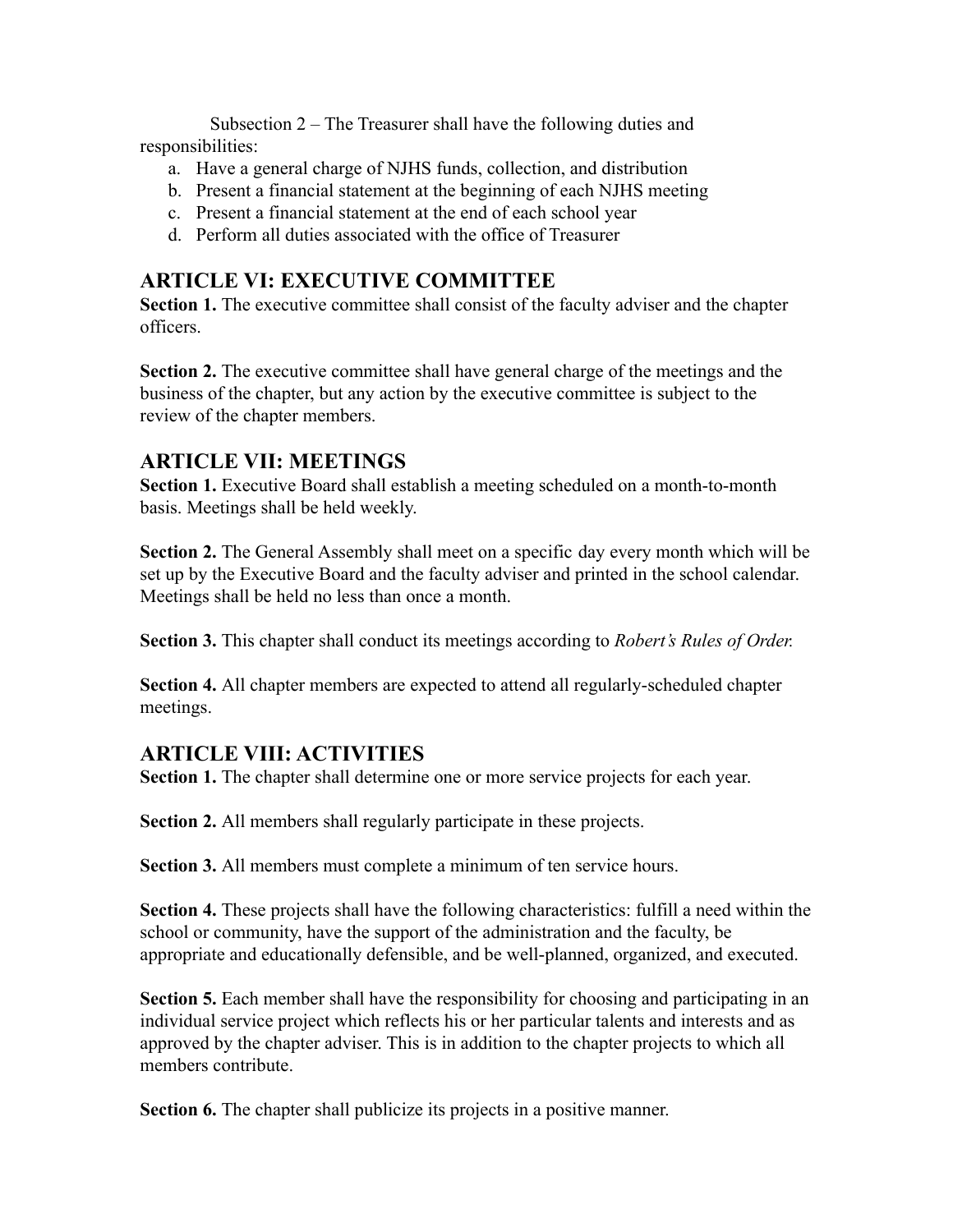Subsection 2 – The Treasurer shall have the following duties and responsibilities:

a. Have a general charge of NJHS funds, collection, and distribution
b. Present a financial statement at the beginning of each NJHS meeting
c. Present a financial statement at the end of each school year
d. Perform all duties associated with the office of Treasurer

## ARTICLE VI: EXECUTIVE COMMITTEE

**Section 1.** The executive committee shall consist of the faculty adviser and the chapter officers.

**Section 2.** The executive committee shall have general charge of the meetings and the business of the chapter, but any action by the executive committee is subject to the review of the chapter members.

## ARTICLE VII: MEETINGS

**Section 1.** Executive Board shall establish a meeting scheduled on a month-to-month basis. Meetings shall be held weekly.

**Section 2.** The General Assembly shall meet on a specific day every month which will be set up by the Executive Board and the faculty adviser and printed in the school calendar. Meetings shall be held no less than once a month.

**Section 3.** This chapter shall conduct its meetings according to *Robert's Rules of Order.*

**Section 4.** All chapter members are expected to attend all regularly-scheduled chapter meetings.

## ARTICLE VIII: ACTIVITIES

**Section 1.** The chapter shall determine one or more service projects for each year.

**Section 2.** All members shall regularly participate in these projects.

**Section 3.** All members must complete a minimum of ten service hours.

**Section 4.** These projects shall have the following characteristics: fulfill a need within the school or community, have the support of the administration and the faculty, be appropriate and educationally defensible, and be well-planned, organized, and executed.

**Section 5.** Each member shall have the responsibility for choosing and participating in an individual service project which reflects his or her particular talents and interests and as approved by the chapter adviser. This is in addition to the chapter projects to which all members contribute.

**Section 6.** The chapter shall publicize its projects in a positive manner.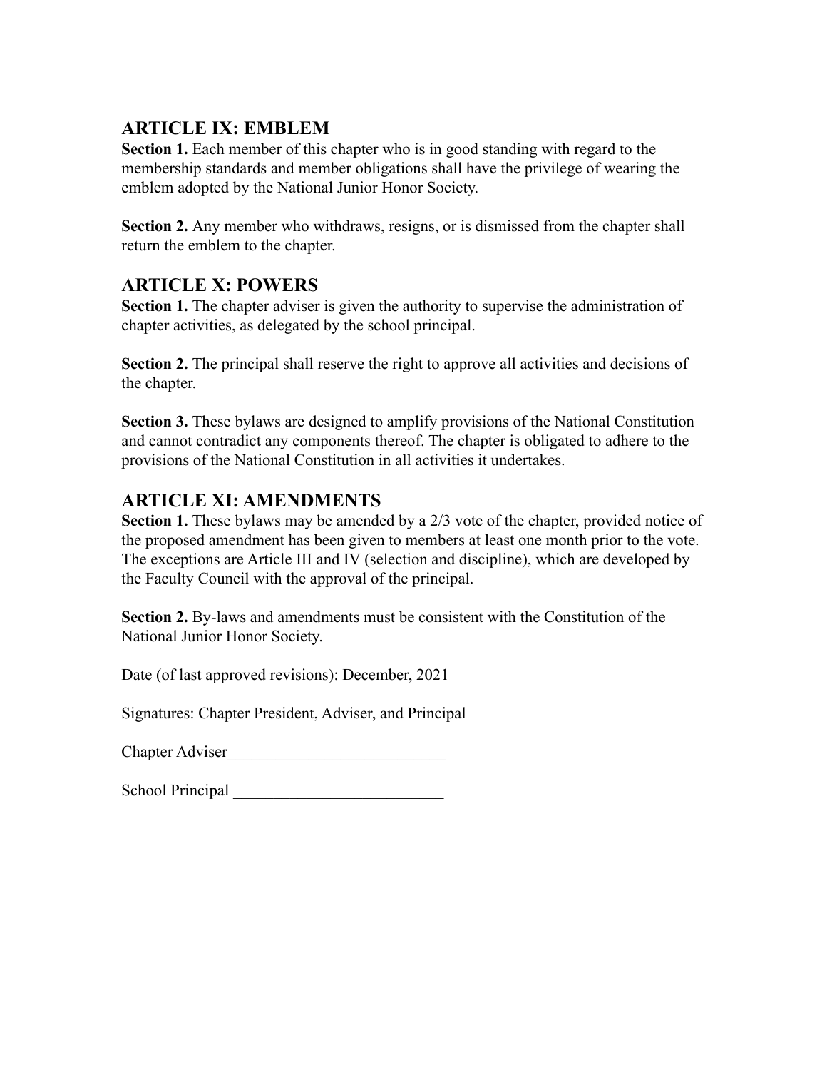## ARTICLE IX: EMBLEM

**Section 1.** Each member of this chapter who is in good standing with regard to the membership standards and member obligations shall have the privilege of wearing the emblem adopted by the National Junior Honor Society.

**Section 2.** Any member who withdraws, resigns, or is dismissed from the chapter shall return the emblem to the chapter.

## ARTICLE X: POWERS

**Section 1.** The chapter adviser is given the authority to supervise the administration of chapter activities, as delegated by the school principal.

**Section 2.** The principal shall reserve the right to approve all activities and decisions of the chapter.

**Section 3.** These bylaws are designed to amplify provisions of the National Constitution and cannot contradict any components thereof. The chapter is obligated to adhere to the provisions of the National Constitution in all activities it undertakes.

## ARTICLE XI: AMENDMENTS

**Section 1.** These bylaws may be amended by a 2/3 vote of the chapter, provided notice of the proposed amendment has been given to members at least one month prior to the vote. The exceptions are Article III and IV (selection and discipline), which are developed by the Faculty Council with the approval of the principal.

**Section 2.** By-laws and amendments must be consistent with the Constitution of the National Junior Honor Society.

Date (of last approved revisions): December, 2021

Signatures: Chapter President, Adviser, and Principal

Chapter Adviser___________________________

School Principal __________________________